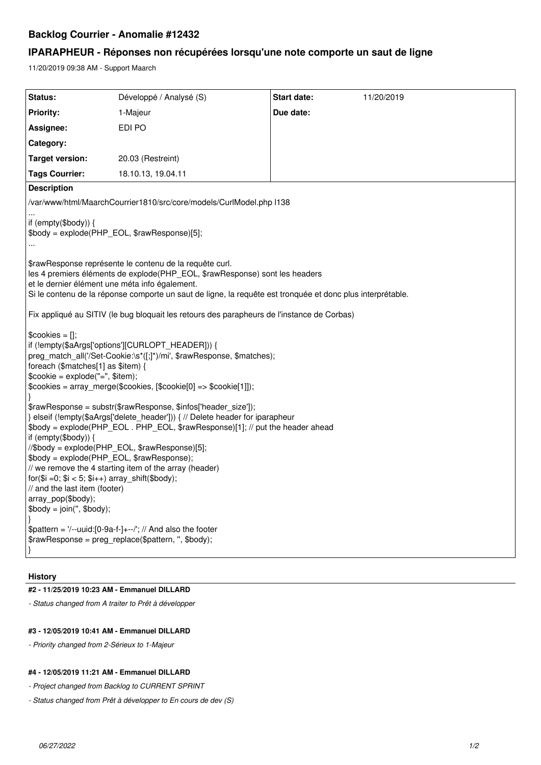# Backlog Courrier - Anomalie #12432

## IPARAPHEUR - Réponses non récupérées lorsqu'une note comporte un saut de ligne

11/20/2019 09:38 AM - Support Maarch

| Status: | Développé / Analysé (S) | Start date: | 11/20/2019 |
|---|---|---|---|
| Priority: | 1-Majeur | Due date: | |
| Assignee: | EDI PO | | |
| Category: | | | |
| Target version: | 20.03 (Restreint) | | |
| Tags Courrier: | 18.10.13, 19.04.11 | | |

**Description**

/var/www/html/MaarchCourrier1810/src/core/models/CurlModel.php l138

```
...
if (empty($body)) {
$body = explode(PHP_EOL, $rawResponse)[5];
...
```

$rawResponse représente le contenu de la requête curl.
les 4 premiers éléments de explode(PHP_EOL, $rawResponse) sont les headers
et le dernier élément une méta info également.
Si le contenu de la réponse comporte un saut de ligne, la requête est tronquée et donc plus interprétable.

Fix appliqué au SITIV (le bug bloquait les retours des parapheurs de l'instance de Corbas)

```
$cookies = [];
if (!empty($aArgs['options'][CURLOPT_HEADER])) {
preg_match_all('/Set-Cookie:\s*([;]*)/mi', $rawResponse, $matches);
foreach ($matches[1] as $item) {
$cookie = explode("=", $item);
$cookies = array_merge($cookies, [$cookie[0] => $cookie[1]]);
}
$rawResponse = substr($rawResponse, $infos['header_size']);
} elseif (!empty($aArgs['delete_header'])) { // Delete header for iparapheur
$body = explode(PHP_EOL . PHP_EOL, $rawResponse)[1]; // put the header ahead
if (empty($body)) {
//$body = explode(PHP_EOL, $rawResponse)[5];
$body = explode(PHP_EOL, $rawResponse);
// we remove the 4 starting item of the array (header)
for($i =0; $i < 5; $i++) array_shift($body);
// and the last item (footer)
array_pop($body);
$body = join('', $body);
}
$pattern = '/--uuid:[0-9a-f-]+--/'; // And also the footer
$rawResponse = preg_replace($pattern, '', $body);
}
```

### History

#### #2 - 11/25/2019 10:23 AM - Emmanuel DILLARD

*- Status changed from A traiter to Prêt à développer*

#### #3 - 12/05/2019 10:41 AM - Emmanuel DILLARD

*- Priority changed from 2-Sérieux to 1-Majeur*

#### #4 - 12/05/2019 11:21 AM - Emmanuel DILLARD

*- Project changed from Backlog to CURRENT SPRINT*

*- Status changed from Prêt à développer to En cours de dev (S)*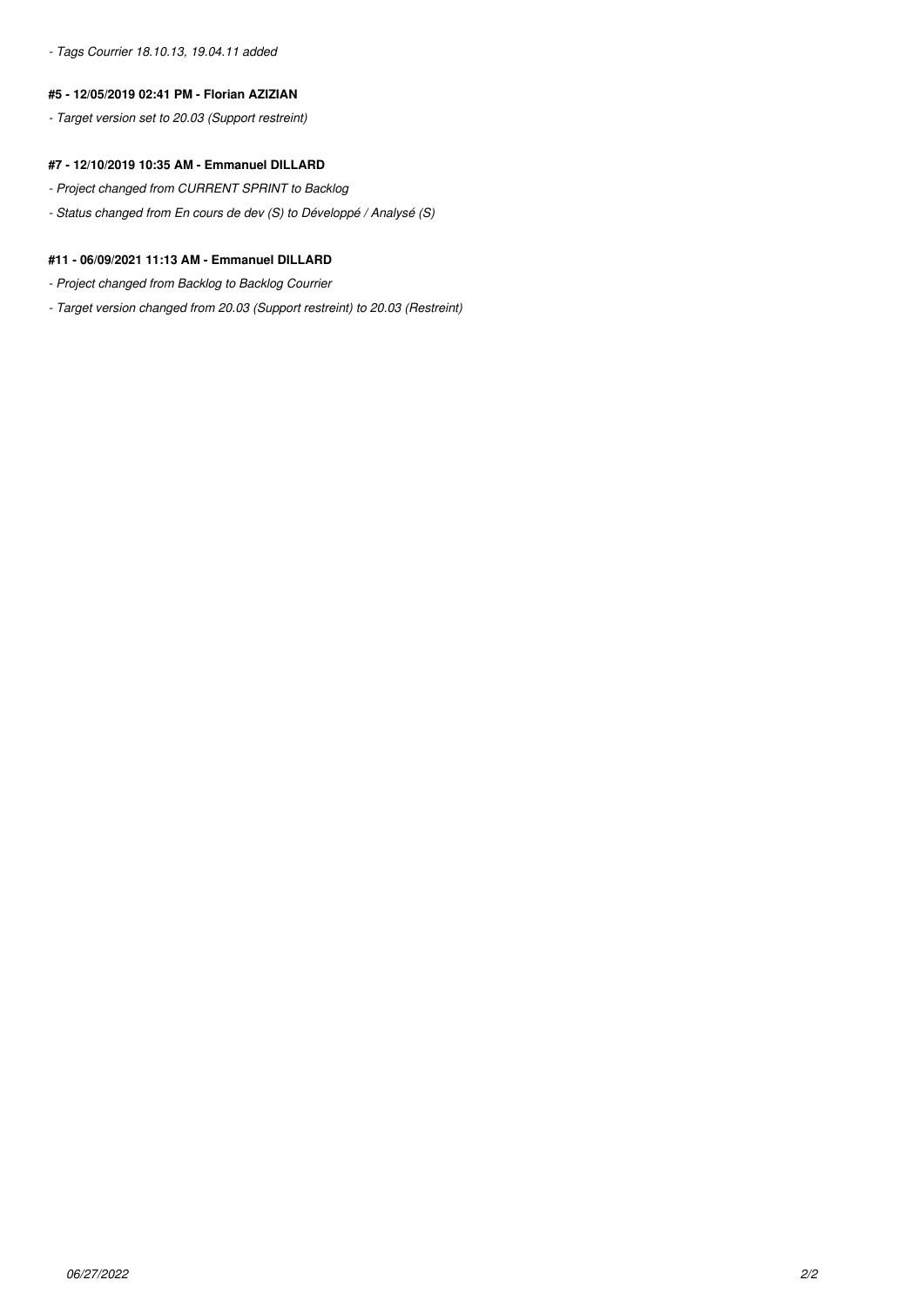*- Tags Courrier 18.10.13, 19.04.11 added*

#### #5 - 12/05/2019 02:41 PM - Florian AZIZIAN

*- Target version set to 20.03 (Support restreint)*

#### #7 - 12/10/2019 10:35 AM - Emmanuel DILLARD

*- Project changed from CURRENT SPRINT to Backlog*

*- Status changed from En cours de dev (S) to Développé / Analysé (S)*

#### #11 - 06/09/2021 11:13 AM - Emmanuel DILLARD

*- Project changed from Backlog to Backlog Courrier*

*- Target version changed from 20.03 (Support restreint) to 20.03 (Restreint)*